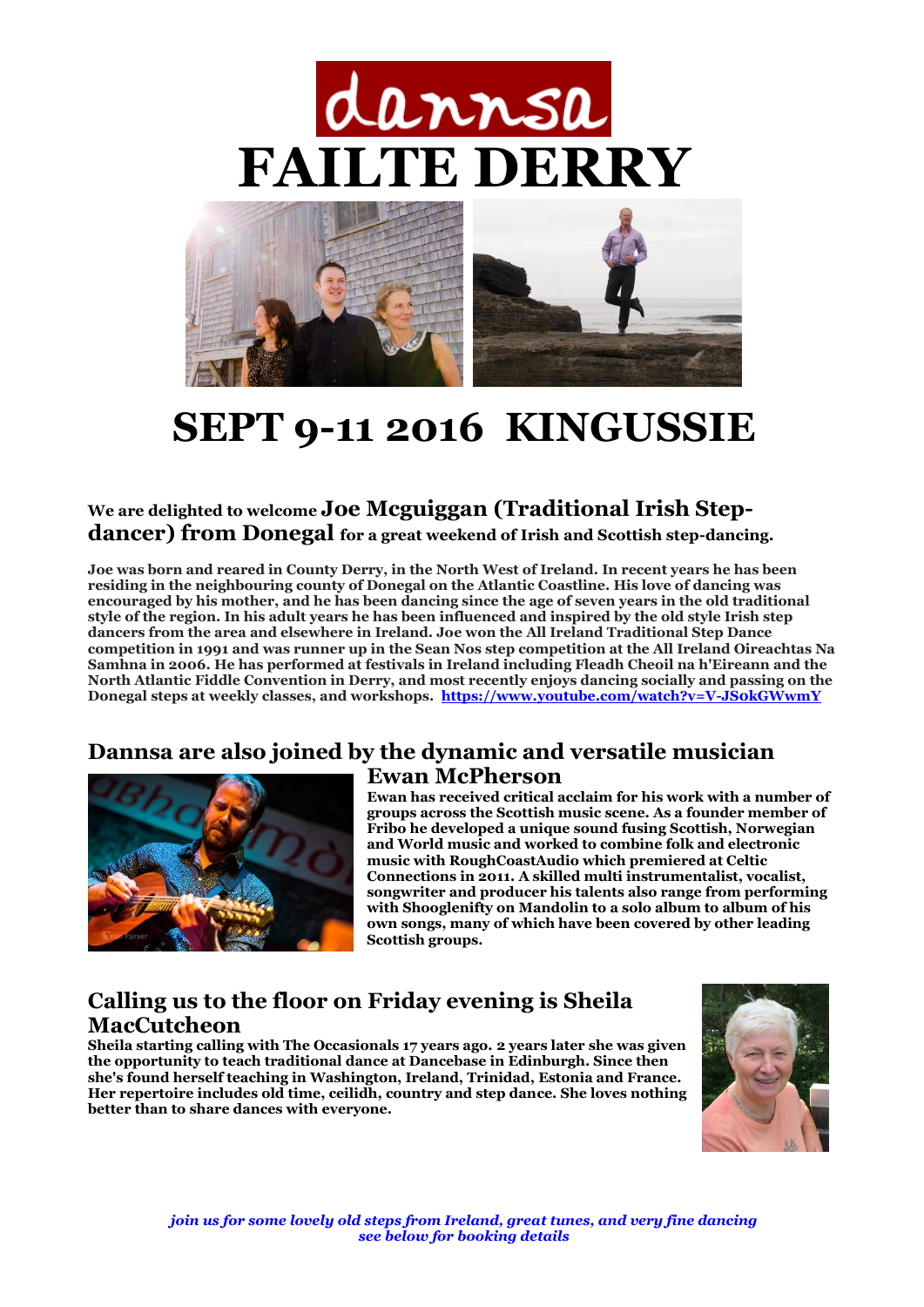# dannsa

# FAILTE DERRY

# SEPT 9-11 2016 KINGUSSIE

**We are delighted to welcome Joe Mcguiggan (Traditional Irish Step-dancer) from Donegal for a great weekend of Irish and Scottish step-dancing.**

**Joe was born and reared in County Derry, in the North West of Ireland. In recent years he has been residing in the neighbouring county of Donegal on the Atlantic Coastline. His love of dancing was encouraged by his mother, and he has been dancing since the age of seven years in the old traditional style of the region. In his adult years he has been influenced and inspired by the old style Irish step dancers from the area and elsewhere in Ireland. Joe won the All Ireland Traditional Step Dance competition in 1991 and was runner up in the Sean Nos step competition at the All Ireland Oireachtas Na Samhna in 2006. He has performed at festivals in Ireland including Fleadh Cheoil na h'Eireann and the North Atlantic Fiddle Convention in Derry, and most recently enjoys dancing socially and passing on the Donegal steps at weekly classes, and workshops. https://www.youtube.com/watch?v=V-JSokGWwmY**

## Dannsa are also joined by the dynamic and versatile musician Ewan McPherson

**Ewan has received critical acclaim for his work with a number of groups across the Scottish music scene. As a founder member of Fribo he developed a unique sound fusing Scottish, Norwegian and World music and worked to combine folk and electronic music with RoughCoastAudio which premiered at Celtic Connections in 2011. A skilled multi instrumentalist, vocalist, songwriter and producer his talents also range from performing with Shooglenifty on Mandolin to a solo album to album of his own songs, many of which have been covered by other leading Scottish groups.**

## Calling us to the floor on Friday evening is Sheila MacCutcheon

**Sheila starting calling with The Occasionals 17 years ago. 2 years later she was given the opportunity to teach traditional dance at Dancebase in Edinburgh. Since then she's found herself teaching in Washington, Ireland, Trinidad, Estonia and France. Her repertoire includes old time, ceilidh, country and step dance. She loves nothing better than to share dances with everyone.**

***join us for some lovely old steps from Ireland, great tunes, and very fine dancing***
***see below for booking details***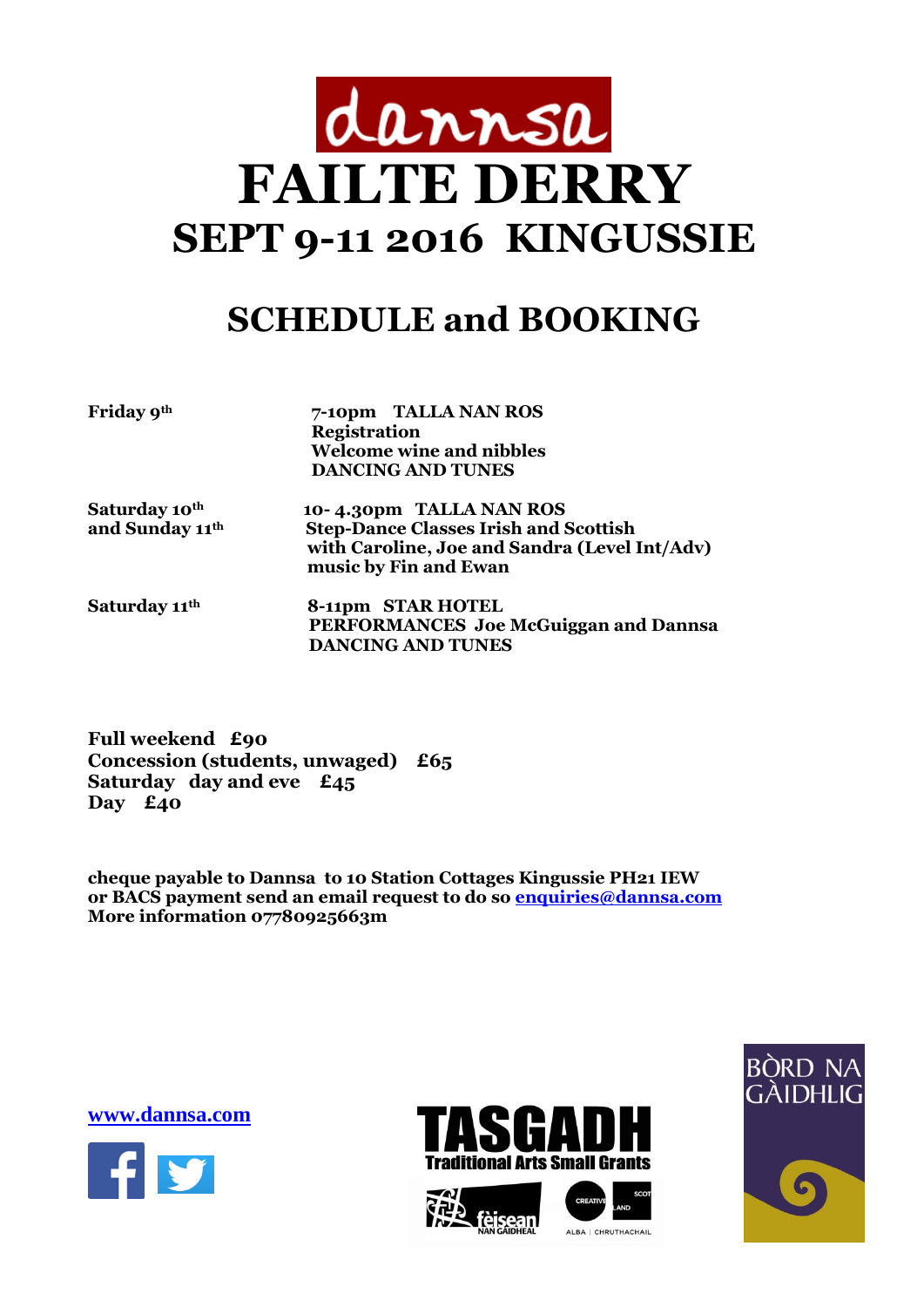# dannsa

# FAILTE DERRY

## SEPT 9-11 2016 KINGUSSIE

## SCHEDULE and BOOKING

**Friday 9th**

**7-10pm TALLA NAN ROS**
**Registration**
**Welcome wine and nibbles**
**DANCING AND TUNES**

**Saturday 10th and Sunday 11th**

**10- 4.30pm TALLA NAN ROS**
**Step-Dance Classes Irish and Scottish**
**with Caroline, Joe and Sandra (Level Int/Adv)**
**music by Fin and Ewan**

**Saturday 11th**

**8-11pm STAR HOTEL**
**PERFORMANCES Joe McGuiggan and Dannsa**
**DANCING AND TUNES**

**Full weekend £90**
**Concession (students, unwaged) £65**
**Saturday day and eve £45**
**Day £40**

**cheque payable to Dannsa to 10 Station Cottages Kingussie PH21 IEW**
**or BACS payment send an email request to do so [enquiries@dannsa.com](mailto:enquiries@dannsa.com)**
**More information 07780925663m**

[www.dannsa.com](http://www.dannsa.com)

TASGADH Traditional Arts Small Grants

fèisean nan Gàidheal

Creative Scotland ALBA | CHRUTHACHAIL

BÒRD NA GÀIDHLIG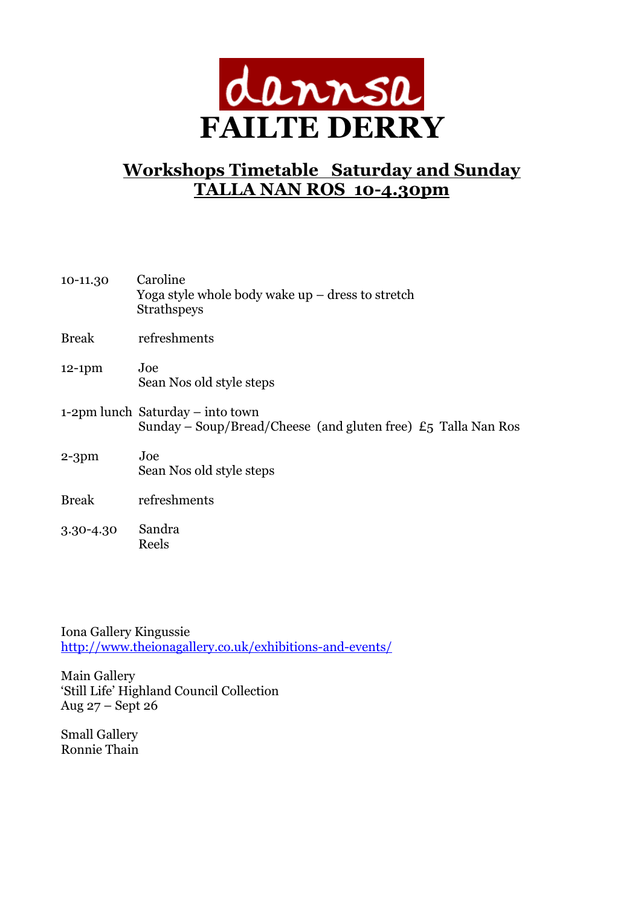# dannsa

# FAILTE DERRY

## Workshops Timetable Saturday and Sunday
## TALLA NAN ROS 10-4.30pm

| | |
|---|---|
| 10-11.30 | Caroline<br>Yoga style whole body wake up – dress to stretch<br>Strathspeys |
| Break | refreshments |
| 12-1pm | Joe<br>Sean Nos old style steps |
| 1-2pm lunch | Saturday – into town<br>Sunday – Soup/Bread/Cheese (and gluten free) £5 Talla Nan Ros |
| 2-3pm | Joe<br>Sean Nos old style steps |
| Break | refreshments |
| 3.30-4.30 | Sandra<br>Reels |

Iona Gallery Kingussie
http://www.theionagallery.co.uk/exhibitions-and-events/

Main Gallery
'Still Life' Highland Council Collection
Aug 27 – Sept 26

Small Gallery
Ronnie Thain